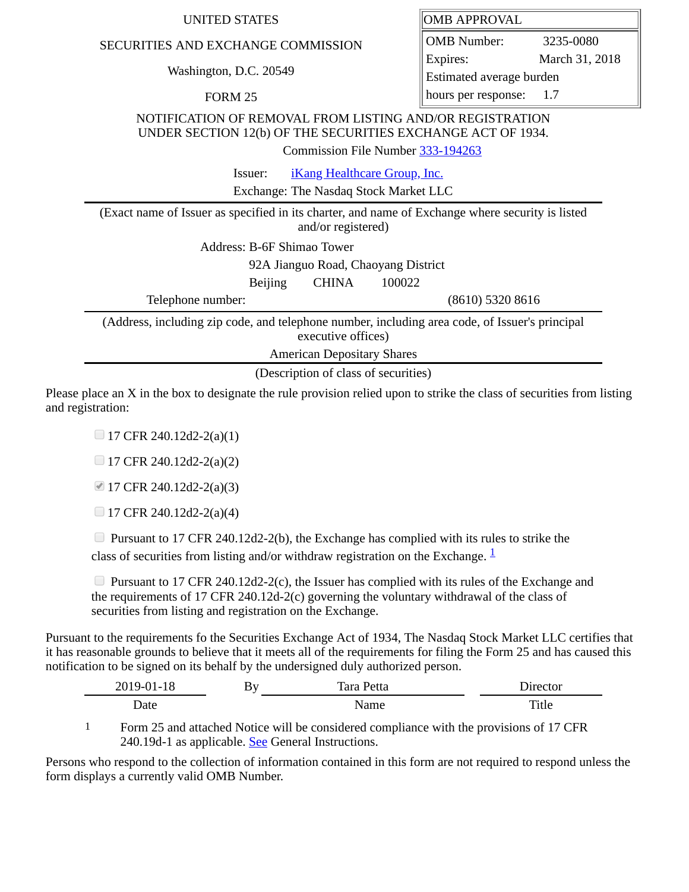UNITED STATES

SECURITIES AND EXCHANGE COMMISSION

Washington, D.C. 20549

FORM 25

| OMB APPROVAL | |
|---|---|
| OMB Number: | 3235-0080 |
| Expires: | March 31, 2018 |
| Estimated average burden hours per response: | 1.7 |

NOTIFICATION OF REMOVAL FROM LISTING AND/OR REGISTRATION UNDER SECTION 12(b) OF THE SECURITIES EXCHANGE ACT OF 1934.

Commission File Number 333-194263

Issuer: iKang Healthcare Group, Inc.

Exchange: The Nasdaq Stock Market LLC

(Exact name of Issuer as specified in its charter, and name of Exchange where security is listed and/or registered)

Address: B-6F Shimao Tower

92A Jianguo Road, Chaoyang District

Beijing CHINA 100022

Telephone number: (8610) 5320 8616

(Address, including zip code, and telephone number, including area code, of Issuer's principal executive offices)

American Depositary Shares

(Description of class of securities)

Please place an X in the box to designate the rule provision relied upon to strike the class of securities from listing and registration:

- [ ] 17 CFR 240.12d2-2(a)(1)
- [ ] 17 CFR 240.12d2-2(a)(2)
- [x] 17 CFR 240.12d2-2(a)(3)
- [ ] 17 CFR 240.12d2-2(a)(4)
- [ ] Pursuant to 17 CFR 240.12d2-2(b), the Exchange has complied with its rules to strike the class of securities from listing and/or withdraw registration on the Exchange. [1]
- [ ] Pursuant to 17 CFR 240.12d2-2(c), the Issuer has complied with its rules of the Exchange and the requirements of 17 CFR 240.12d-2(c) governing the voluntary withdrawal of the class of securities from listing and registration on the Exchange.

Pursuant to the requirements fo the Securities Exchange Act of 1934, The Nasdaq Stock Market LLC certifies that it has reasonable grounds to believe that it meets all of the requirements for filing the Form 25 and has caused this notification to be signed on its behalf by the undersigned duly authorized person.

| 2019-01-18 | By | Tara Petta | Director |
|---|---|---|---|
| Date | | Name | Title |

1 Form 25 and attached Notice will be considered compliance with the provisions of 17 CFR 240.19d-1 as applicable. See General Instructions.

Persons who respond to the collection of information contained in this form are not required to respond unless the form displays a currently valid OMB Number.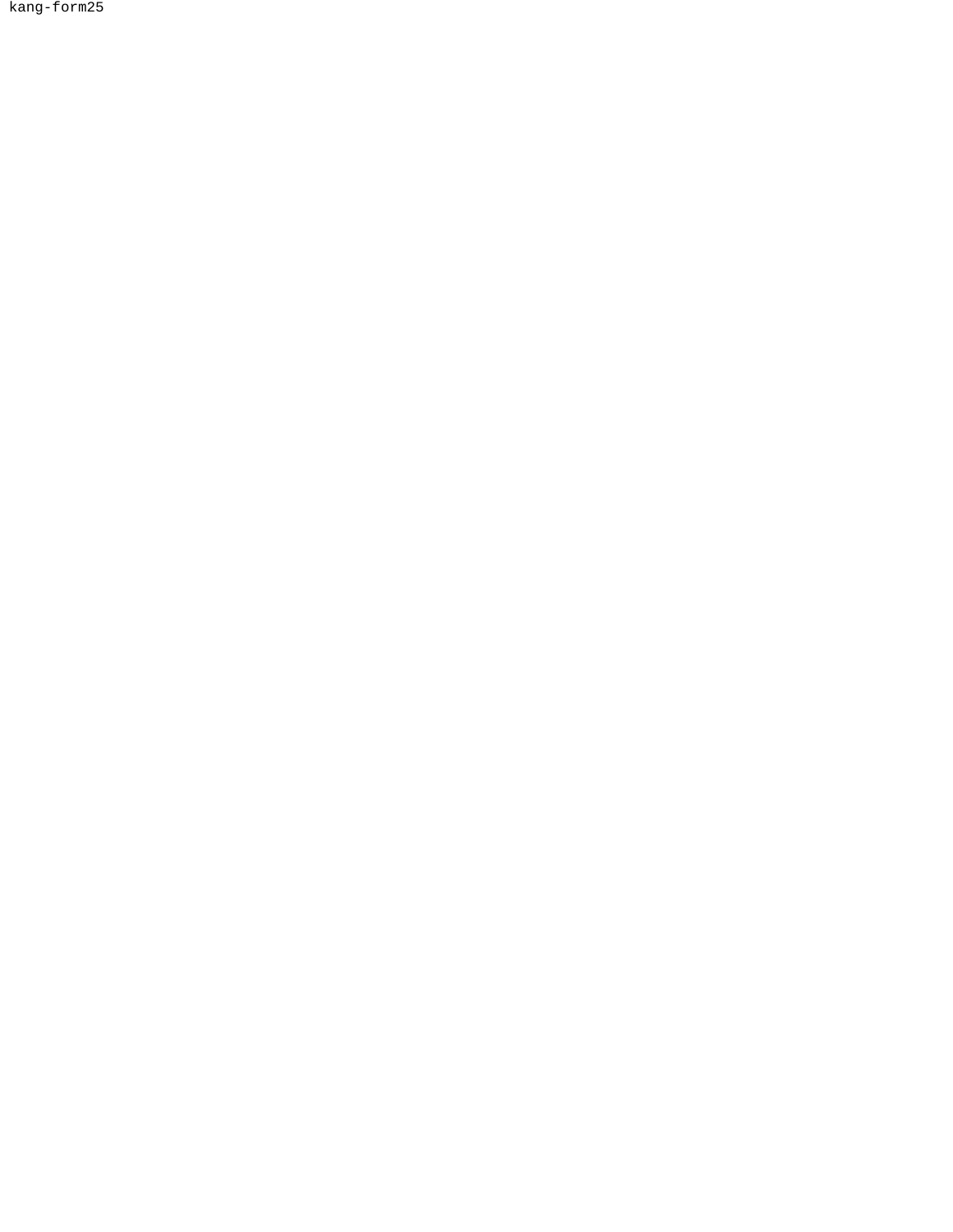kang-form25